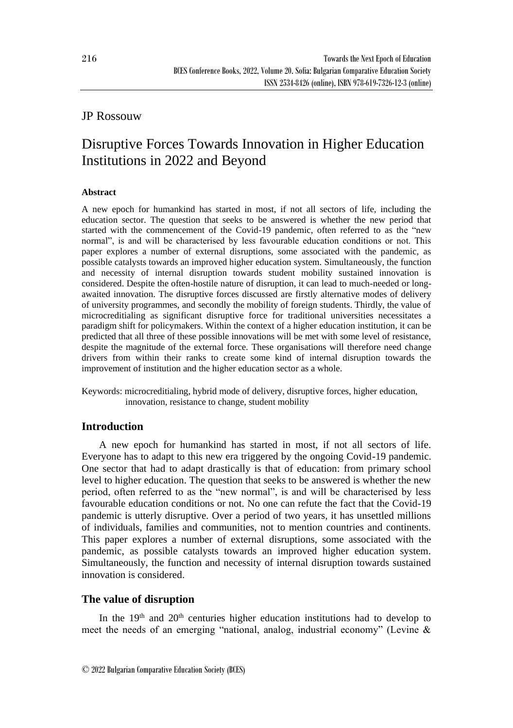JP Rossouw

# Disruptive Forces Towards Innovation in Higher Education Institutions in 2022 and Beyond

### Abstract

A new epoch for humankind has started in most, if not all sectors of life, including the education sector. The question that seeks to be answered is whether the new period that started with the commencement of the Covid-19 pandemic, often referred to as the "new normal", is and will be characterised by less favourable education conditions or not. This paper explores a number of external disruptions, some associated with the pandemic, as possible catalysts towards an improved higher education system. Simultaneously, the function and necessity of internal disruption towards student mobility sustained innovation is considered. Despite the often-hostile nature of disruption, it can lead to much-needed or long-awaited innovation. The disruptive forces discussed are firstly alternative modes of delivery of university programmes, and secondly the mobility of foreign students. Thirdly, the value of microcreditialing as significant disruptive force for traditional universities necessitates a paradigm shift for policymakers. Within the context of a higher education institution, it can be predicted that all three of these possible innovations will be met with some level of resistance, despite the magnitude of the external force. These organisations will therefore need change drivers from within their ranks to create some kind of internal disruption towards the improvement of institution and the higher education sector as a whole.

Keywords: microcreditialing, hybrid mode of delivery, disruptive forces, higher education, innovation, resistance to change, student mobility

## Introduction

A new epoch for humankind has started in most, if not all sectors of life. Everyone has to adapt to this new era triggered by the ongoing Covid-19 pandemic. One sector that had to adapt drastically is that of education: from primary school level to higher education. The question that seeks to be answered is whether the new period, often referred to as the "new normal", is and will be characterised by less favourable education conditions or not. No one can refute the fact that the Covid-19 pandemic is utterly disruptive. Over a period of two years, it has unsettled millions of individuals, families and communities, not to mention countries and continents. This paper explores a number of external disruptions, some associated with the pandemic, as possible catalysts towards an improved higher education system. Simultaneously, the function and necessity of internal disruption towards sustained innovation is considered.

## The value of disruption

In the 19th and 20th centuries higher education institutions had to develop to meet the needs of an emerging "national, analog, industrial economy" (Levine &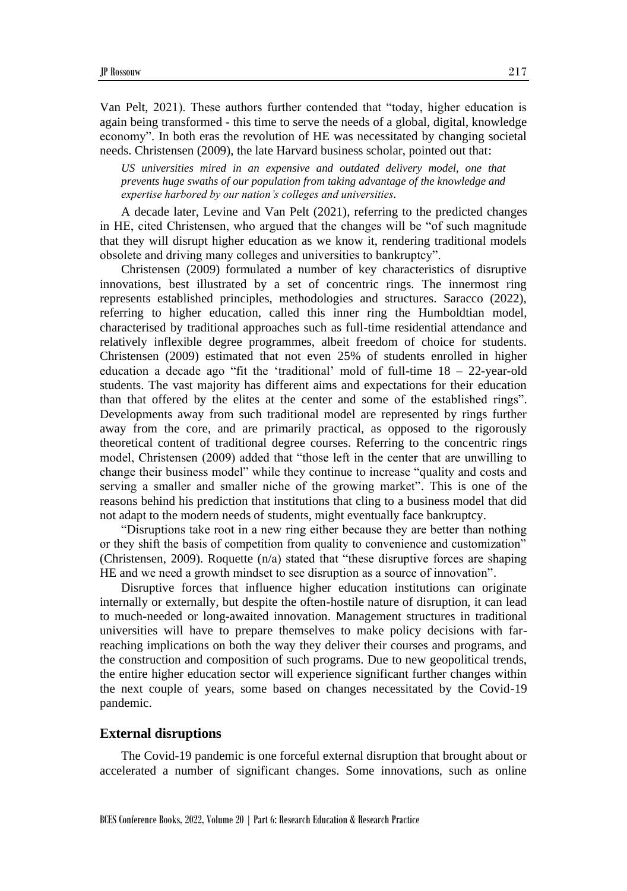Van Pelt, 2021). These authors further contended that "today, higher education is again being transformed - this time to serve the needs of a global, digital, knowledge economy". In both eras the revolution of HE was necessitated by changing societal needs. Christensen (2009), the late Harvard business scholar, pointed out that:

> *US universities mired in an expensive and outdated delivery model, one that prevents huge swaths of our population from taking advantage of the knowledge and expertise harbored by our nation's colleges and universities.*

A decade later, Levine and Van Pelt (2021), referring to the predicted changes in HE, cited Christensen, who argued that the changes will be "of such magnitude that they will disrupt higher education as we know it, rendering traditional models obsolete and driving many colleges and universities to bankruptcy".

Christensen (2009) formulated a number of key characteristics of disruptive innovations, best illustrated by a set of concentric rings. The innermost ring represents established principles, methodologies and structures. Saracco (2022), referring to higher education, called this inner ring the Humboldtian model, characterised by traditional approaches such as full-time residential attendance and relatively inflexible degree programmes, albeit freedom of choice for students. Christensen (2009) estimated that not even 25% of students enrolled in higher education a decade ago "fit the 'traditional' mold of full-time 18 – 22-year-old students. The vast majority has different aims and expectations for their education than that offered by the elites at the center and some of the established rings". Developments away from such traditional model are represented by rings further away from the core, and are primarily practical, as opposed to the rigorously theoretical content of traditional degree courses. Referring to the concentric rings model, Christensen (2009) added that "those left in the center that are unwilling to change their business model" while they continue to increase "quality and costs and serving a smaller and smaller niche of the growing market". This is one of the reasons behind his prediction that institutions that cling to a business model that did not adapt to the modern needs of students, might eventually face bankruptcy.

"Disruptions take root in a new ring either because they are better than nothing or they shift the basis of competition from quality to convenience and customization" (Christensen, 2009). Roquette (n/a) stated that "these disruptive forces are shaping HE and we need a growth mindset to see disruption as a source of innovation".

Disruptive forces that influence higher education institutions can originate internally or externally, but despite the often-hostile nature of disruption, it can lead to much-needed or long-awaited innovation. Management structures in traditional universities will have to prepare themselves to make policy decisions with far-reaching implications on both the way they deliver their courses and programs, and the construction and composition of such programs. Due to new geopolitical trends, the entire higher education sector will experience significant further changes within the next couple of years, some based on changes necessitated by the Covid-19 pandemic.

## External disruptions

The Covid-19 pandemic is one forceful external disruption that brought about or accelerated a number of significant changes. Some innovations, such as online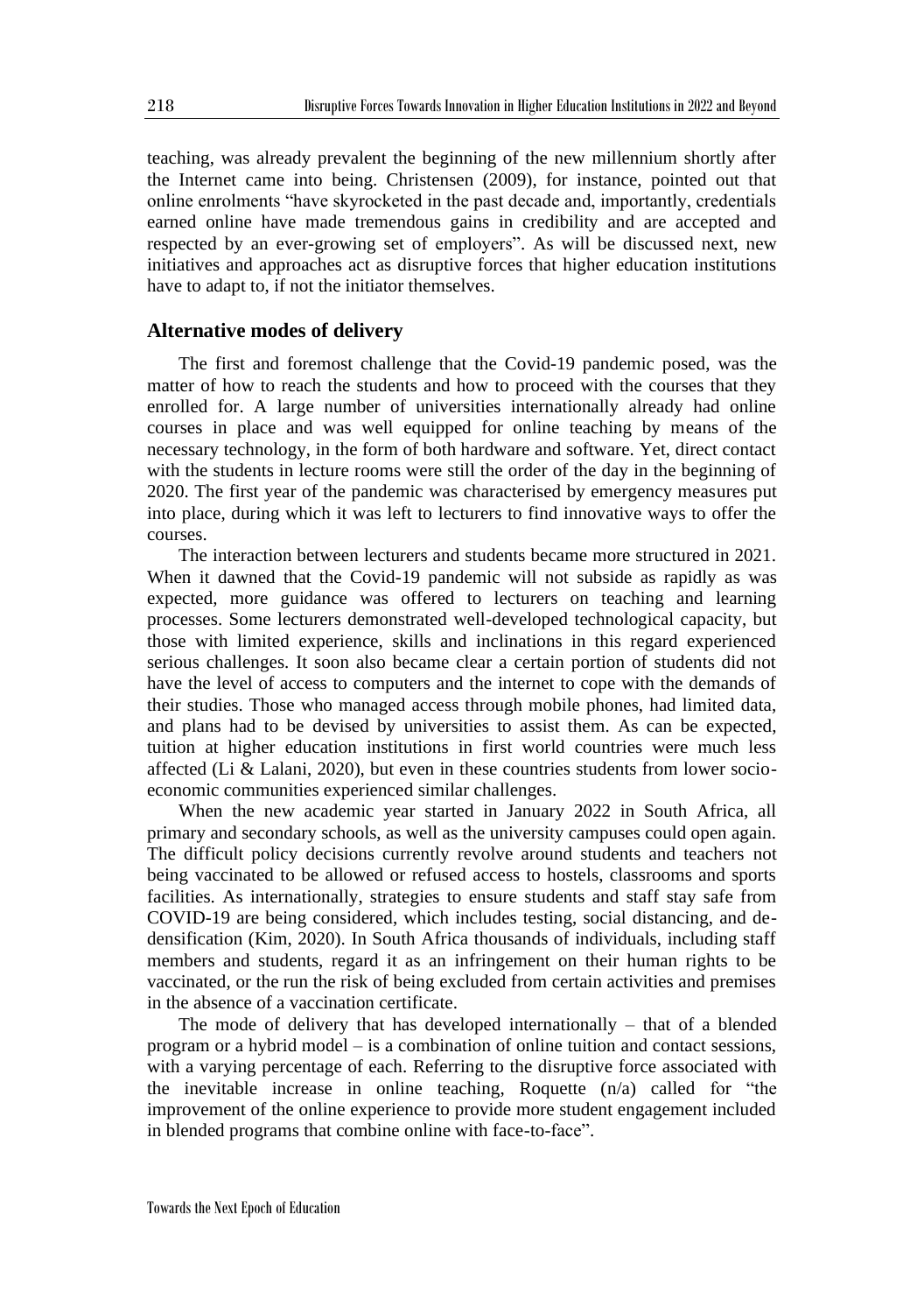teaching, was already prevalent the beginning of the new millennium shortly after the Internet came into being. Christensen (2009), for instance, pointed out that online enrolments "have skyrocketed in the past decade and, importantly, credentials earned online have made tremendous gains in credibility and are accepted and respected by an ever-growing set of employers". As will be discussed next, new initiatives and approaches act as disruptive forces that higher education institutions have to adapt to, if not the initiator themselves.

## Alternative modes of delivery

The first and foremost challenge that the Covid-19 pandemic posed, was the matter of how to reach the students and how to proceed with the courses that they enrolled for. A large number of universities internationally already had online courses in place and was well equipped for online teaching by means of the necessary technology, in the form of both hardware and software. Yet, direct contact with the students in lecture rooms were still the order of the day in the beginning of 2020. The first year of the pandemic was characterised by emergency measures put into place, during which it was left to lecturers to find innovative ways to offer the courses.

The interaction between lecturers and students became more structured in 2021. When it dawned that the Covid-19 pandemic will not subside as rapidly as was expected, more guidance was offered to lecturers on teaching and learning processes. Some lecturers demonstrated well-developed technological capacity, but those with limited experience, skills and inclinations in this regard experienced serious challenges. It soon also became clear a certain portion of students did not have the level of access to computers and the internet to cope with the demands of their studies. Those who managed access through mobile phones, had limited data, and plans had to be devised by universities to assist them. As can be expected, tuition at higher education institutions in first world countries were much less affected (Li & Lalani, 2020), but even in these countries students from lower socio-economic communities experienced similar challenges.

When the new academic year started in January 2022 in South Africa, all primary and secondary schools, as well as the university campuses could open again. The difficult policy decisions currently revolve around students and teachers not being vaccinated to be allowed or refused access to hostels, classrooms and sports facilities. As internationally, strategies to ensure students and staff stay safe from COVID-19 are being considered, which includes testing, social distancing, and de-densification (Kim, 2020). In South Africa thousands of individuals, including staff members and students, regard it as an infringement on their human rights to be vaccinated, or the run the risk of being excluded from certain activities and premises in the absence of a vaccination certificate.

The mode of delivery that has developed internationally – that of a blended program or a hybrid model – is a combination of online tuition and contact sessions, with a varying percentage of each. Referring to the disruptive force associated with the inevitable increase in online teaching, Roquette (n/a) called for "the improvement of the online experience to provide more student engagement included in blended programs that combine online with face-to-face".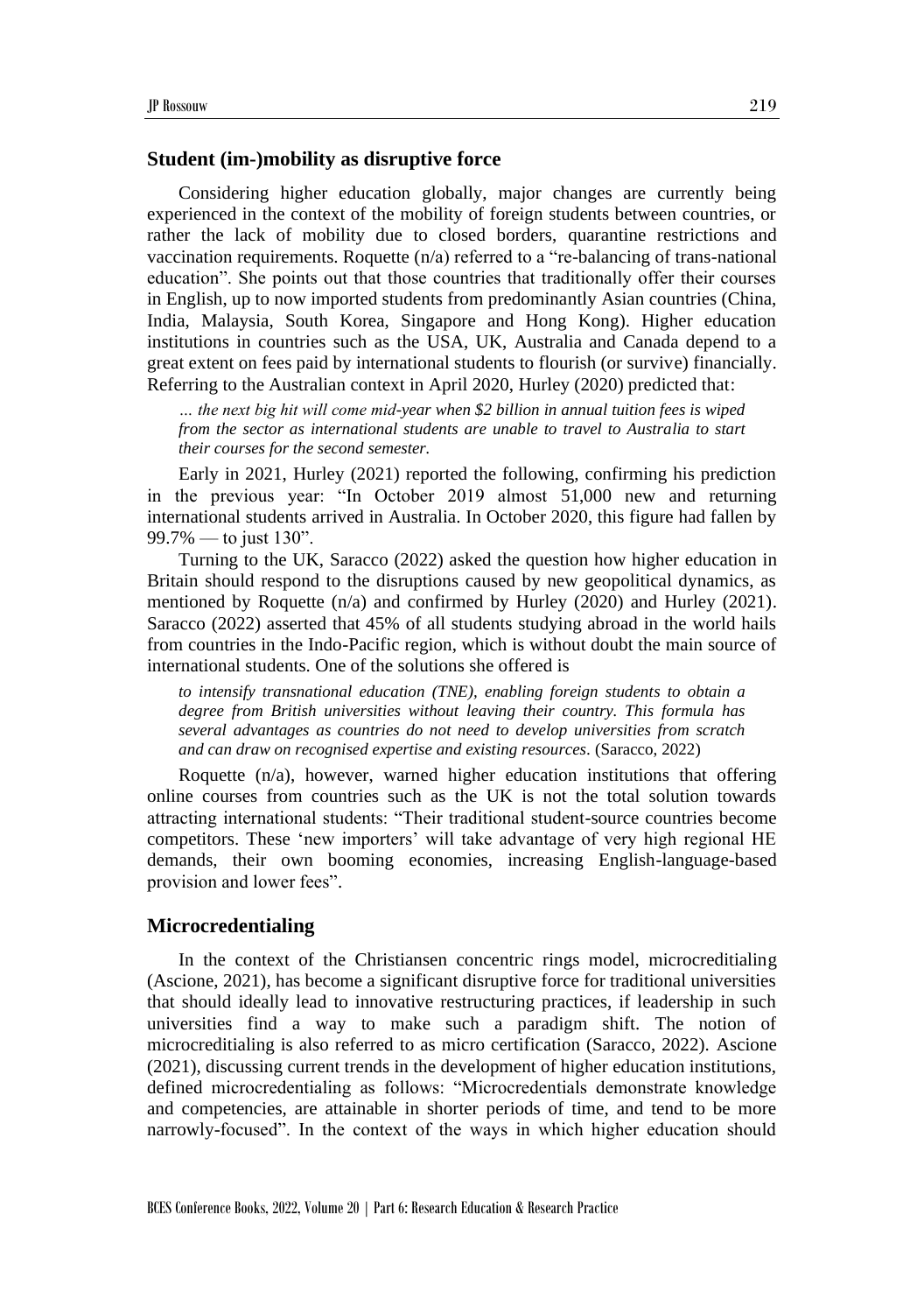## Student (im-)mobility as disruptive force

Considering higher education globally, major changes are currently being experienced in the context of the mobility of foreign students between countries, or rather the lack of mobility due to closed borders, quarantine restrictions and vaccination requirements. Roquette (n/a) referred to a "re-balancing of trans-national education". She points out that those countries that traditionally offer their courses in English, up to now imported students from predominantly Asian countries (China, India, Malaysia, South Korea, Singapore and Hong Kong). Higher education institutions in countries such as the USA, UK, Australia and Canada depend to a great extent on fees paid by international students to flourish (or survive) financially. Referring to the Australian context in April 2020, Hurley (2020) predicted that:

> *… the next big hit will come mid-year when $2 billion in annual tuition fees is wiped from the sector as international students are unable to travel to Australia to start their courses for the second semester.*

Early in 2021, Hurley (2021) reported the following, confirming his prediction in the previous year: "In October 2019 almost 51,000 new and returning international students arrived in Australia. In October 2020, this figure had fallen by 99.7% — to just 130".

Turning to the UK, Saracco (2022) asked the question how higher education in Britain should respond to the disruptions caused by new geopolitical dynamics, as mentioned by Roquette (n/a) and confirmed by Hurley (2020) and Hurley (2021). Saracco (2022) asserted that 45% of all students studying abroad in the world hails from countries in the Indo-Pacific region, which is without doubt the main source of international students. One of the solutions she offered is

> *to intensify transnational education (TNE), enabling foreign students to obtain a degree from British universities without leaving their country. This formula has several advantages as countries do not need to develop universities from scratch and can draw on recognised expertise and existing resources.* (Saracco, 2022)

Roquette (n/a), however, warned higher education institutions that offering online courses from countries such as the UK is not the total solution towards attracting international students: "Their traditional student-source countries become competitors. These 'new importers' will take advantage of very high regional HE demands, their own booming economies, increasing English-language-based provision and lower fees".

## Microcredentialing

In the context of the Christiansen concentric rings model, microcreditialing (Ascione, 2021), has become a significant disruptive force for traditional universities that should ideally lead to innovative restructuring practices, if leadership in such universities find a way to make such a paradigm shift. The notion of microcreditialing is also referred to as micro certification (Saracco, 2022). Ascione (2021), discussing current trends in the development of higher education institutions, defined microcredentialing as follows: "Microcredentials demonstrate knowledge and competencies, are attainable in shorter periods of time, and tend to be more narrowly-focused". In the context of the ways in which higher education should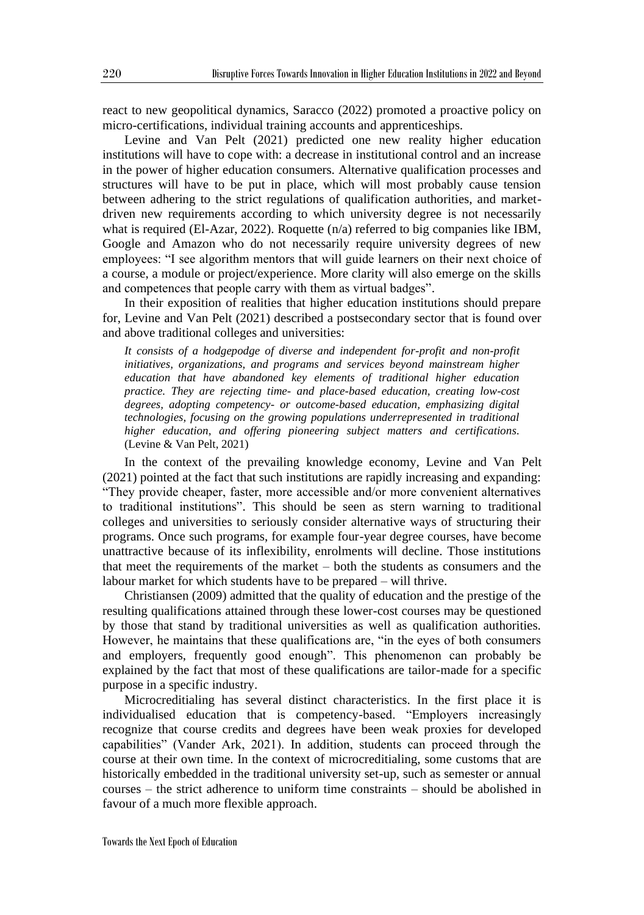react to new geopolitical dynamics, Saracco (2022) promoted a proactive policy on micro-certifications, individual training accounts and apprenticeships.

Levine and Van Pelt (2021) predicted one new reality higher education institutions will have to cope with: a decrease in institutional control and an increase in the power of higher education consumers. Alternative qualification processes and structures will have to be put in place, which will most probably cause tension between adhering to the strict regulations of qualification authorities, and market-driven new requirements according to which university degree is not necessarily what is required (El-Azar, 2022). Roquette (n/a) referred to big companies like IBM, Google and Amazon who do not necessarily require university degrees of new employees: "I see algorithm mentors that will guide learners on their next choice of a course, a module or project/experience. More clarity will also emerge on the skills and competences that people carry with them as virtual badges".

In their exposition of realities that higher education institutions should prepare for, Levine and Van Pelt (2021) described a postsecondary sector that is found over and above traditional colleges and universities:

> *It consists of a hodgepodge of diverse and independent for-profit and non-profit initiatives, organizations, and programs and services beyond mainstream higher education that have abandoned key elements of traditional higher education practice. They are rejecting time- and place-based education, creating low-cost degrees, adopting competency- or outcome-based education, emphasizing digital technologies, focusing on the growing populations underrepresented in traditional higher education, and offering pioneering subject matters and certifications.* (Levine & Van Pelt, 2021)

In the context of the prevailing knowledge economy, Levine and Van Pelt (2021) pointed at the fact that such institutions are rapidly increasing and expanding: "They provide cheaper, faster, more accessible and/or more convenient alternatives to traditional institutions". This should be seen as stern warning to traditional colleges and universities to seriously consider alternative ways of structuring their programs. Once such programs, for example four-year degree courses, have become unattractive because of its inflexibility, enrolments will decline. Those institutions that meet the requirements of the market – both the students as consumers and the labour market for which students have to be prepared – will thrive.

Christiansen (2009) admitted that the quality of education and the prestige of the resulting qualifications attained through these lower-cost courses may be questioned by those that stand by traditional universities as well as qualification authorities. However, he maintains that these qualifications are, "in the eyes of both consumers and employers, frequently good enough". This phenomenon can probably be explained by the fact that most of these qualifications are tailor-made for a specific purpose in a specific industry.

Microcreditialing has several distinct characteristics. In the first place it is individualised education that is competency-based. "Employers increasingly recognize that course credits and degrees have been weak proxies for developed capabilities" (Vander Ark, 2021). In addition, students can proceed through the course at their own time. In the context of microcreditialing, some customs that are historically embedded in the traditional university set-up, such as semester or annual courses – the strict adherence to uniform time constraints – should be abolished in favour of a much more flexible approach.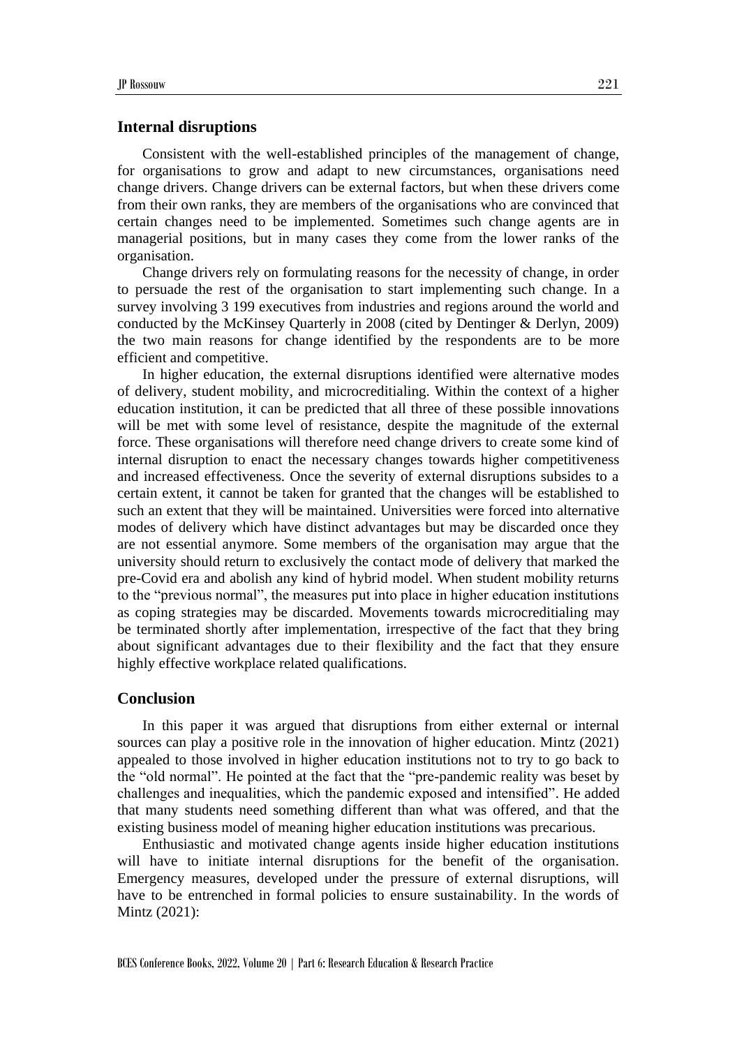## Internal disruptions

Consistent with the well-established principles of the management of change, for organisations to grow and adapt to new circumstances, organisations need change drivers. Change drivers can be external factors, but when these drivers come from their own ranks, they are members of the organisations who are convinced that certain changes need to be implemented. Sometimes such change agents are in managerial positions, but in many cases they come from the lower ranks of the organisation.

Change drivers rely on formulating reasons for the necessity of change, in order to persuade the rest of the organisation to start implementing such change. In a survey involving 3 199 executives from industries and regions around the world and conducted by the McKinsey Quarterly in 2008 (cited by Dentinger & Derlyn, 2009) the two main reasons for change identified by the respondents are to be more efficient and competitive.

In higher education, the external disruptions identified were alternative modes of delivery, student mobility, and microcreditialing. Within the context of a higher education institution, it can be predicted that all three of these possible innovations will be met with some level of resistance, despite the magnitude of the external force. These organisations will therefore need change drivers to create some kind of internal disruption to enact the necessary changes towards higher competitiveness and increased effectiveness. Once the severity of external disruptions subsides to a certain extent, it cannot be taken for granted that the changes will be established to such an extent that they will be maintained. Universities were forced into alternative modes of delivery which have distinct advantages but may be discarded once they are not essential anymore. Some members of the organisation may argue that the university should return to exclusively the contact mode of delivery that marked the pre-Covid era and abolish any kind of hybrid model. When student mobility returns to the "previous normal", the measures put into place in higher education institutions as coping strategies may be discarded. Movements towards microcreditialing may be terminated shortly after implementation, irrespective of the fact that they bring about significant advantages due to their flexibility and the fact that they ensure highly effective workplace related qualifications.

## Conclusion

In this paper it was argued that disruptions from either external or internal sources can play a positive role in the innovation of higher education. Mintz (2021) appealed to those involved in higher education institutions not to try to go back to the "old normal". He pointed at the fact that the "pre-pandemic reality was beset by challenges and inequalities, which the pandemic exposed and intensified". He added that many students need something different than what was offered, and that the existing business model of meaning higher education institutions was precarious.

Enthusiastic and motivated change agents inside higher education institutions will have to initiate internal disruptions for the benefit of the organisation. Emergency measures, developed under the pressure of external disruptions, will have to be entrenched in formal policies to ensure sustainability. In the words of Mintz (2021):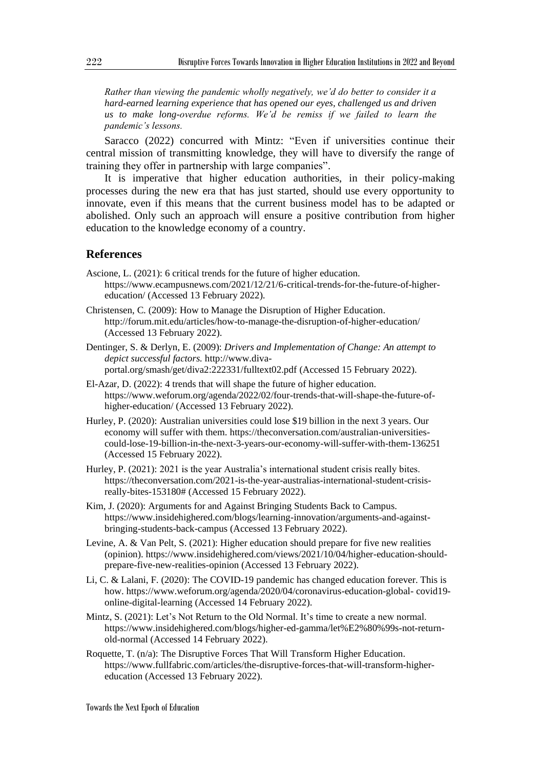*Rather than viewing the pandemic wholly negatively, we'd do better to consider it a hard-earned learning experience that has opened our eyes, challenged us and driven us to make long-overdue reforms. We'd be remiss if we failed to learn the pandemic's lessons.*

Saracco (2022) concurred with Mintz: "Even if universities continue their central mission of transmitting knowledge, they will have to diversify the range of training they offer in partnership with large companies".

It is imperative that higher education authorities, in their policy-making processes during the new era that has just started, should use every opportunity to innovate, even if this means that the current business model has to be adapted or abolished. Only such an approach will ensure a positive contribution from higher education to the knowledge economy of a country.

## References

Ascione, L. (2021): 6 critical trends for the future of higher education. https://www.ecampusnews.com/2021/12/21/6-critical-trends-for-the-future-of-higher-education/ (Accessed 13 February 2022).

Christensen, C. (2009): How to Manage the Disruption of Higher Education. http://forum.mit.edu/articles/how-to-manage-the-disruption-of-higher-education/ (Accessed 13 February 2022).

Dentinger, S. & Derlyn, E. (2009): *Drivers and Implementation of Change: An attempt to depict successful factors.* http://www.diva-portal.org/smash/get/diva2:222331/fulltext02.pdf (Accessed 15 February 2022).

El-Azar, D. (2022): 4 trends that will shape the future of higher education. https://www.weforum.org/agenda/2022/02/four-trends-that-will-shape-the-future-of-higher-education/ (Accessed 13 February 2022).

Hurley, P. (2020): Australian universities could lose $19 billion in the next 3 years. Our economy will suffer with them. https://theconversation.com/australian-universities-could-lose-19-billion-in-the-next-3-years-our-economy-will-suffer-with-them-136251 (Accessed 15 February 2022).

Hurley, P. (2021): 2021 is the year Australia's international student crisis really bites. https://theconversation.com/2021-is-the-year-australias-international-student-crisis-really-bites-153180# (Accessed 15 February 2022).

Kim, J. (2020): Arguments for and Against Bringing Students Back to Campus. https://www.insidehighered.com/blogs/learning-innovation/arguments-and-against-bringing-students-back-campus (Accessed 13 February 2022).

Levine, A. & Van Pelt, S. (2021): Higher education should prepare for five new realities (opinion). https://www.insidehighered.com/views/2021/10/04/higher-education-should-prepare-five-new-realities-opinion (Accessed 13 February 2022).

Li, C. & Lalani, F. (2020): The COVID-19 pandemic has changed education forever. This is how. https://www.weforum.org/agenda/2020/04/coronavirus-education-global- covid19-online-digital-learning (Accessed 14 February 2022).

Mintz, S. (2021): Let's Not Return to the Old Normal. It's time to create a new normal. https://www.insidehighered.com/blogs/higher-ed-gamma/let%E2%80%99s-not-return-old-normal (Accessed 14 February 2022).

Roquette, T. (n/a): The Disruptive Forces That Will Transform Higher Education. https://www.fullfabric.com/articles/the-disruptive-forces-that-will-transform-higher-education (Accessed 13 February 2022).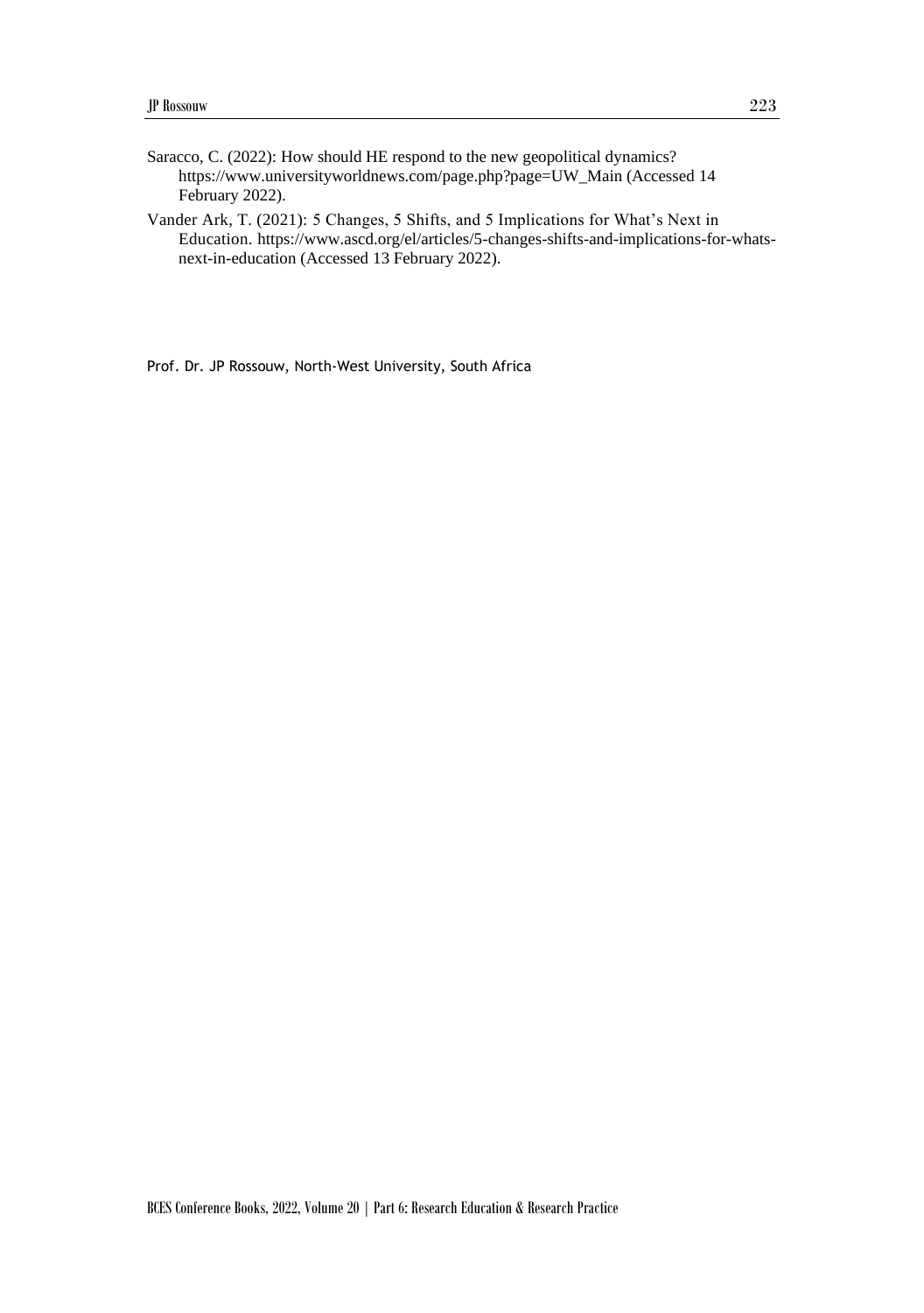Saracco, C. (2022): How should HE respond to the new geopolitical dynamics? https://www.universityworldnews.com/page.php?page=UW_Main (Accessed 14 February 2022).

Vander Ark, T. (2021): 5 Changes, 5 Shifts, and 5 Implications for What's Next in Education. https://www.ascd.org/el/articles/5-changes-shifts-and-implications-for-whats-next-in-education (Accessed 13 February 2022).

Prof. Dr. JP Rossouw, North-West University, South Africa